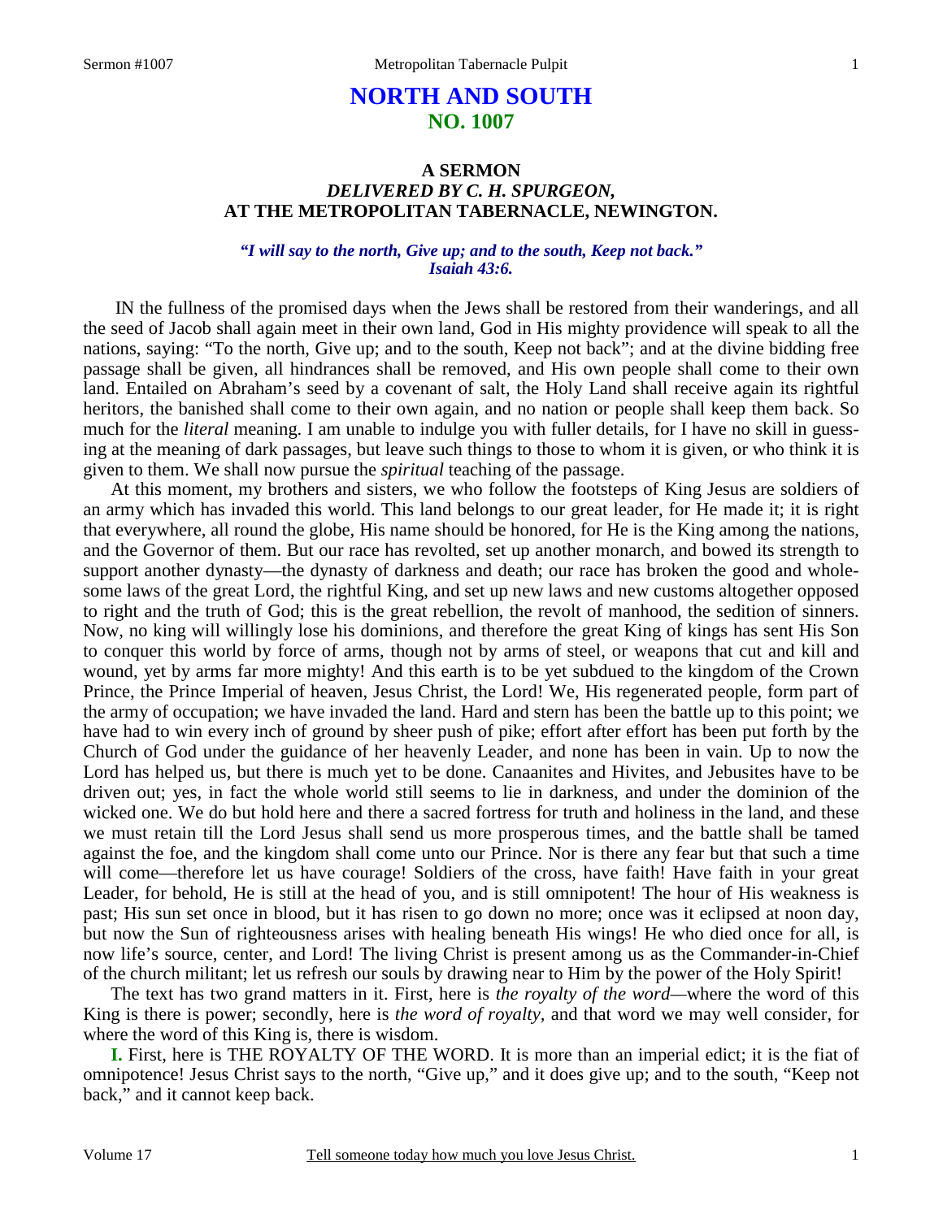# NORTH AND SOUTH
## NO. 1007

### A SERMON
### *DELIVERED BY C. H. SPURGEON,*
### AT THE METROPOLITAN TABERNACLE, NEWINGTON.

*"I will say to the north, Give up; and to the south, Keep not back." Isaiah 43:6.*

IN the fullness of the promised days when the Jews shall be restored from their wanderings, and all the seed of Jacob shall again meet in their own land, God in His mighty providence will speak to all the nations, saying: "To the north, Give up; and to the south, Keep not back"; and at the divine bidding free passage shall be given, all hindrances shall be removed, and His own people shall come to their own land. Entailed on Abraham's seed by a covenant of salt, the Holy Land shall receive again its rightful heritors, the banished shall come to their own again, and no nation or people shall keep them back. So much for the *literal* meaning. I am unable to indulge you with fuller details, for I have no skill in guessing at the meaning of dark passages, but leave such things to those to whom it is given, or who think it is given to them. We shall now pursue the *spiritual* teaching of the passage.

At this moment, my brothers and sisters, we who follow the footsteps of King Jesus are soldiers of an army which has invaded this world. This land belongs to our great leader, for He made it; it is right that everywhere, all round the globe, His name should be honored, for He is the King among the nations, and the Governor of them. But our race has revolted, set up another monarch, and bowed its strength to support another dynasty—the dynasty of darkness and death; our race has broken the good and wholesome laws of the great Lord, the rightful King, and set up new laws and new customs altogether opposed to right and the truth of God; this is the great rebellion, the revolt of manhood, the sedition of sinners. Now, no king will willingly lose his dominions, and therefore the great King of kings has sent His Son to conquer this world by force of arms, though not by arms of steel, or weapons that cut and kill and wound, yet by arms far more mighty! And this earth is to be yet subdued to the kingdom of the Crown Prince, the Prince Imperial of heaven, Jesus Christ, the Lord! We, His regenerated people, form part of the army of occupation; we have invaded the land. Hard and stern has been the battle up to this point; we have had to win every inch of ground by sheer push of pike; effort after effort has been put forth by the Church of God under the guidance of her heavenly Leader, and none has been in vain. Up to now the Lord has helped us, but there is much yet to be done. Canaanites and Hivites, and Jebusites have to be driven out; yes, in fact the whole world still seems to lie in darkness, and under the dominion of the wicked one. We do but hold here and there a sacred fortress for truth and holiness in the land, and these we must retain till the Lord Jesus shall send us more prosperous times, and the battle shall be tamed against the foe, and the kingdom shall come unto our Prince. Nor is there any fear but that such a time will come—therefore let us have courage! Soldiers of the cross, have faith! Have faith in your great Leader, for behold, He is still at the head of you, and is still omnipotent! The hour of His weakness is past; His sun set once in blood, but it has risen to go down no more; once was it eclipsed at noon day, but now the Sun of righteousness arises with healing beneath His wings! He who died once for all, is now life's source, center, and Lord! The living Christ is present among us as the Commander-in-Chief of the church militant; let us refresh our souls by drawing near to Him by the power of the Holy Spirit!

The text has two grand matters in it. First, here is *the royalty of the word*—where the word of this King is there is power; secondly, here is *the word of royalty*, and that word we may well consider, for where the word of this King is, there is wisdom.

**I.** First, here is THE ROYALTY OF THE WORD. It is more than an imperial edict; it is the fiat of omnipotence! Jesus Christ says to the north, "Give up," and it does give up; and to the south, "Keep not back," and it cannot keep back.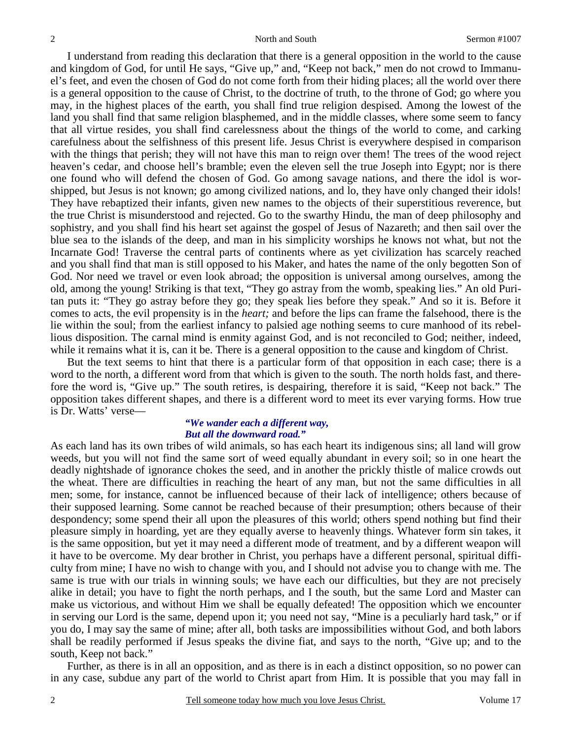I understand from reading this declaration that there is a general opposition in the world to the cause and kingdom of God, for until He says, "Give up," and, "Keep not back," men do not crowd to Immanuel's feet, and even the chosen of God do not come forth from their hiding places; all the world over there is a general opposition to the cause of Christ, to the doctrine of truth, to the throne of God; go where you may, in the highest places of the earth, you shall find true religion despised. Among the lowest of the land you shall find that same religion blasphemed, and in the middle classes, where some seem to fancy that all virtue resides, you shall find carelessness about the things of the world to come, and carking carefulness about the selfishness of this present life. Jesus Christ is everywhere despised in comparison with the things that perish; they will not have this man to reign over them! The trees of the wood reject heaven's cedar, and choose hell's bramble; even the eleven sell the true Joseph into Egypt; nor is there one found who will defend the chosen of God. Go among savage nations, and there the idol is worshipped, but Jesus is not known; go among civilized nations, and lo, they have only changed their idols! They have rebaptized their infants, given new names to the objects of their superstitious reverence, but the true Christ is misunderstood and rejected. Go to the swarthy Hindu, the man of deep philosophy and sophistry, and you shall find his heart set against the gospel of Jesus of Nazareth; and then sail over the blue sea to the islands of the deep, and man in his simplicity worships he knows not what, but not the Incarnate God! Traverse the central parts of continents where as yet civilization has scarcely reached and you shall find that man is still opposed to his Maker, and hates the name of the only begotten Son of God. Nor need we travel or even look abroad; the opposition is universal among ourselves, among the old, among the young! Striking is that text, "They go astray from the womb, speaking lies." An old Puritan puts it: "They go astray before they go; they speak lies before they speak." And so it is. Before it comes to acts, the evil propensity is in the *heart;* and before the lips can frame the falsehood, there is the lie within the soul; from the earliest infancy to palsied age nothing seems to cure manhood of its rebellious disposition. The carnal mind is enmity against God, and is not reconciled to God; neither, indeed, while it remains what it is, can it be. There is a general opposition to the cause and kingdom of Christ.

But the text seems to hint that there is a particular form of that opposition in each case; there is a word to the north, a different word from that which is given to the south. The north holds fast, and therefore the word is, "Give up." The south retires, is despairing, therefore it is said, "Keep not back." The opposition takes different shapes, and there is a different word to meet its ever varying forms. How true is Dr. Watts' verse—

> ***"We wander each a different way,***
> ***But all the downward road."***

As each land has its own tribes of wild animals, so has each heart its indigenous sins; all land will grow weeds, but you will not find the same sort of weed equally abundant in every soil; so in one heart the deadly nightshade of ignorance chokes the seed, and in another the prickly thistle of malice crowds out the wheat. There are difficulties in reaching the heart of any man, but not the same difficulties in all men; some, for instance, cannot be influenced because of their lack of intelligence; others because of their supposed learning. Some cannot be reached because of their presumption; others because of their despondency; some spend their all upon the pleasures of this world; others spend nothing but find their pleasure simply in hoarding, yet are they equally averse to heavenly things. Whatever form sin takes, it is the same opposition, but yet it may need a different mode of treatment, and by a different weapon will it have to be overcome. My dear brother in Christ, you perhaps have a different personal, spiritual difficulty from mine; I have no wish to change with you, and I should not advise you to change with me. The same is true with our trials in winning souls; we have each our difficulties, but they are not precisely alike in detail; you have to fight the north perhaps, and I the south, but the same Lord and Master can make us victorious, and without Him we shall be equally defeated! The opposition which we encounter in serving our Lord is the same, depend upon it; you need not say, "Mine is a peculiarly hard task," or if you do, I may say the same of mine; after all, both tasks are impossibilities without God, and both labors shall be readily performed if Jesus speaks the divine fiat, and says to the north, "Give up; and to the south, Keep not back."

Further, as there is in all an opposition, and as there is in each a distinct opposition, so no power can in any case, subdue any part of the world to Christ apart from Him. It is possible that you may fall in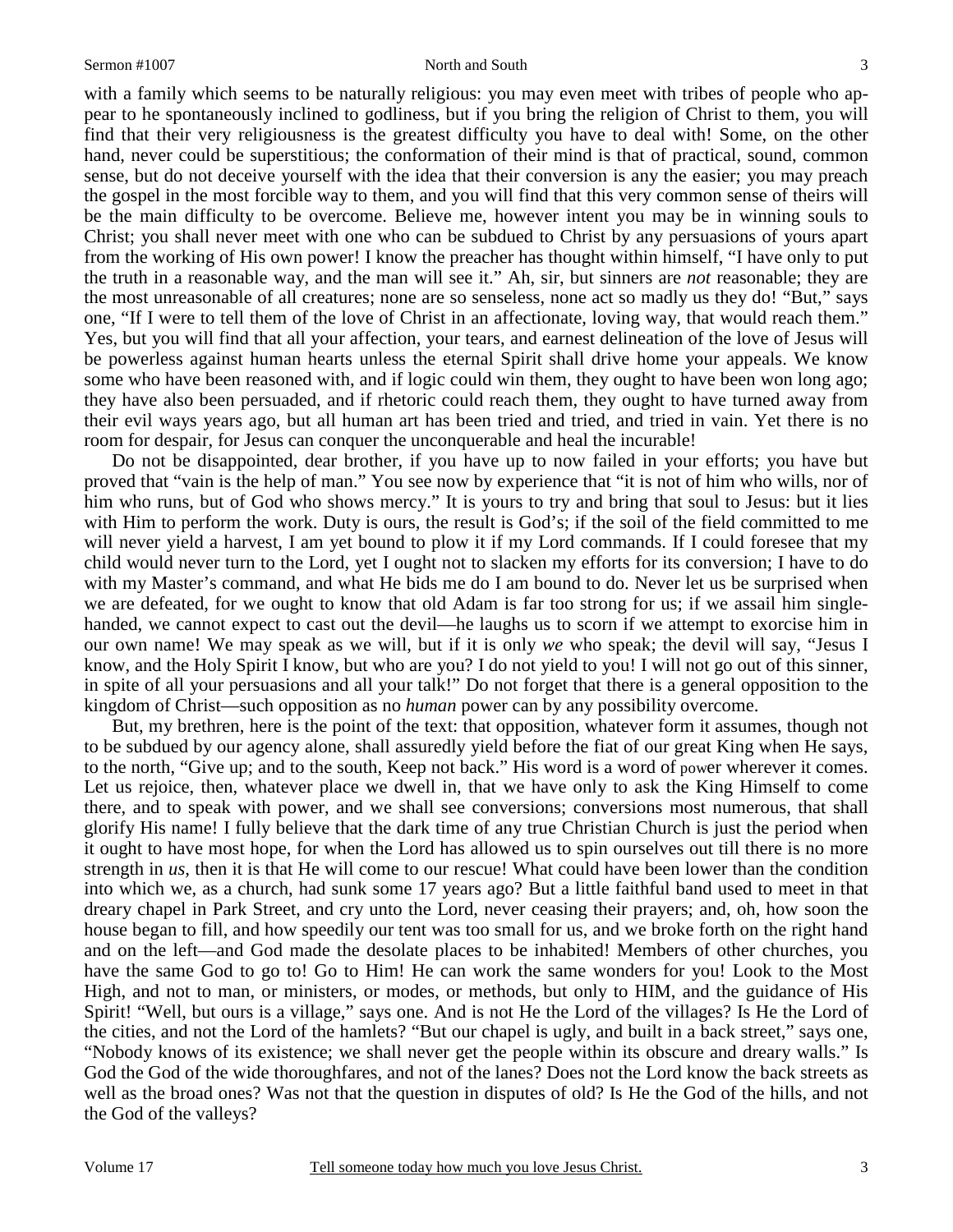with a family which seems to be naturally religious: you may even meet with tribes of people who appear to he spontaneously inclined to godliness, but if you bring the religion of Christ to them, you will find that their very religiousness is the greatest difficulty you have to deal with! Some, on the other hand, never could be superstitious; the conformation of their mind is that of practical, sound, common sense, but do not deceive yourself with the idea that their conversion is any the easier; you may preach the gospel in the most forcible way to them, and you will find that this very common sense of theirs will be the main difficulty to be overcome. Believe me, however intent you may be in winning souls to Christ; you shall never meet with one who can be subdued to Christ by any persuasions of yours apart from the working of His own power! I know the preacher has thought within himself, "I have only to put the truth in a reasonable way, and the man will see it." Ah, sir, but sinners are *not* reasonable; they are the most unreasonable of all creatures; none are so senseless, none act so madly us they do! "But," says one, "If I were to tell them of the love of Christ in an affectionate, loving way, that would reach them." Yes, but you will find that all your affection, your tears, and earnest delineation of the love of Jesus will be powerless against human hearts unless the eternal Spirit shall drive home your appeals. We know some who have been reasoned with, and if logic could win them, they ought to have been won long ago; they have also been persuaded, and if rhetoric could reach them, they ought to have turned away from their evil ways years ago, but all human art has been tried and tried, and tried in vain. Yet there is no room for despair, for Jesus can conquer the unconquerable and heal the incurable!

Do not be disappointed, dear brother, if you have up to now failed in your efforts; you have but proved that "vain is the help of man." You see now by experience that "it is not of him who wills, nor of him who runs, but of God who shows mercy." It is yours to try and bring that soul to Jesus: but it lies with Him to perform the work. Duty is ours, the result is God's; if the soil of the field committed to me will never yield a harvest, I am yet bound to plow it if my Lord commands. If I could foresee that my child would never turn to the Lord, yet I ought not to slacken my efforts for its conversion; I have to do with my Master's command, and what He bids me do I am bound to do. Never let us be surprised when we are defeated, for we ought to know that old Adam is far too strong for us; if we assail him single-handed, we cannot expect to cast out the devil—he laughs us to scorn if we attempt to exorcise him in our own name! We may speak as we will, but if it is only *we* who speak; the devil will say, "Jesus I know, and the Holy Spirit I know, but who are you? I do not yield to you! I will not go out of this sinner, in spite of all your persuasions and all your talk!" Do not forget that there is a general opposition to the kingdom of Christ—such opposition as no *human* power can by any possibility overcome.

But, my brethren, here is the point of the text: that opposition, whatever form it assumes, though not to be subdued by our agency alone, shall assuredly yield before the fiat of our great King when He says, to the north, "Give up; and to the south, Keep not back." His word is a word of power wherever it comes. Let us rejoice, then, whatever place we dwell in, that we have only to ask the King Himself to come there, and to speak with power, and we shall see conversions; conversions most numerous, that shall glorify His name! I fully believe that the dark time of any true Christian Church is just the period when it ought to have most hope, for when the Lord has allowed us to spin ourselves out till there is no more strength in *us,* then it is that He will come to our rescue! What could have been lower than the condition into which we, as a church, had sunk some 17 years ago? But a little faithful band used to meet in that dreary chapel in Park Street, and cry unto the Lord, never ceasing their prayers; and, oh, how soon the house began to fill, and how speedily our tent was too small for us, and we broke forth on the right hand and on the left—and God made the desolate places to be inhabited! Members of other churches, you have the same God to go to! Go to Him! He can work the same wonders for you! Look to the Most High, and not to man, or ministers, or modes, or methods, but only to HIM, and the guidance of His Spirit! "Well, but ours is a village," says one. And is not He the Lord of the villages? Is He the Lord of the cities, and not the Lord of the hamlets? "But our chapel is ugly, and built in a back street," says one, "Nobody knows of its existence; we shall never get the people within its obscure and dreary walls." Is God the God of the wide thoroughfares, and not of the lanes? Does not the Lord know the back streets as well as the broad ones? Was not that the question in disputes of old? Is He the God of the hills, and not the God of the valleys?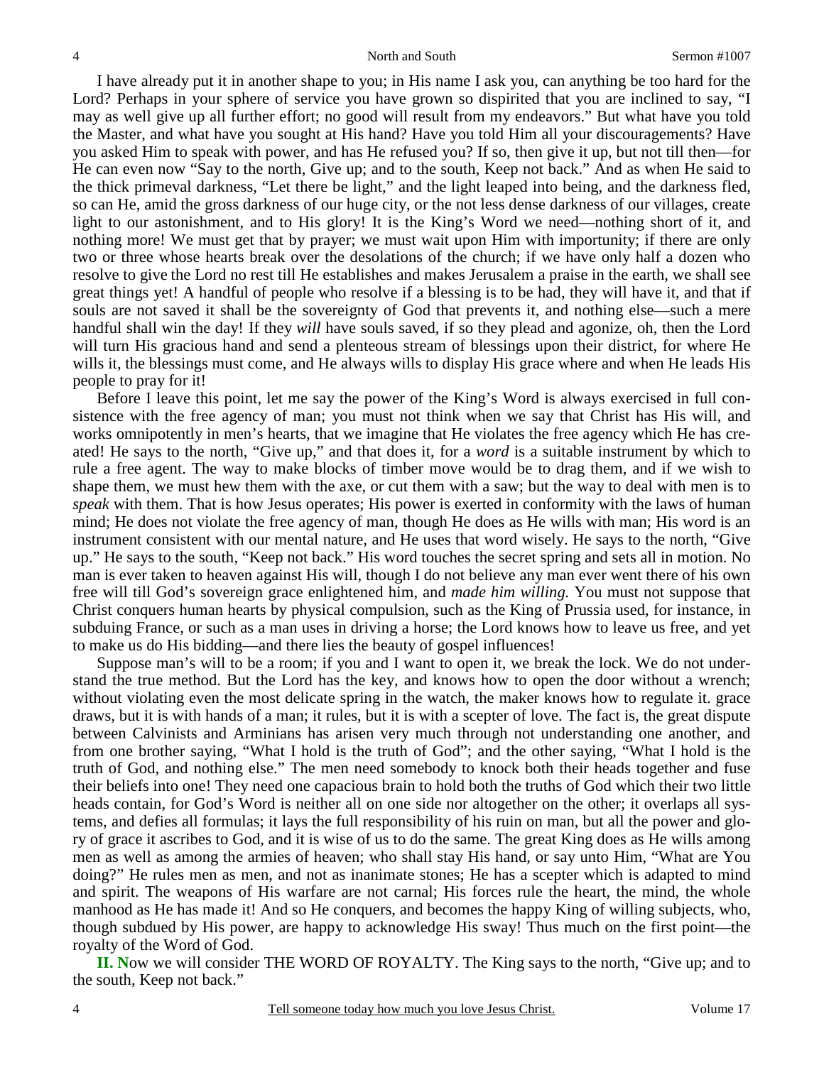I have already put it in another shape to you; in His name I ask you, can anything be too hard for the Lord? Perhaps in your sphere of service you have grown so dispirited that you are inclined to say, "I may as well give up all further effort; no good will result from my endeavors." But what have you told the Master, and what have you sought at His hand? Have you told Him all your discouragements? Have you asked Him to speak with power, and has He refused you? If so, then give it up, but not till then—for He can even now "Say to the north, Give up; and to the south, Keep not back." And as when He said to the thick primeval darkness, "Let there be light," and the light leaped into being, and the darkness fled, so can He, amid the gross darkness of our huge city, or the not less dense darkness of our villages, create light to our astonishment, and to His glory! It is the King's Word we need—nothing short of it, and nothing more! We must get that by prayer; we must wait upon Him with importunity; if there are only two or three whose hearts break over the desolations of the church; if we have only half a dozen who resolve to give the Lord no rest till He establishes and makes Jerusalem a praise in the earth, we shall see great things yet! A handful of people who resolve if a blessing is to be had, they will have it, and that if souls are not saved it shall be the sovereignty of God that prevents it, and nothing else—such a mere handful shall win the day! If they *will* have souls saved, if so they plead and agonize, oh, then the Lord will turn His gracious hand and send a plenteous stream of blessings upon their district, for where He wills it, the blessings must come, and He always wills to display His grace where and when He leads His people to pray for it!

Before I leave this point, let me say the power of the King's Word is always exercised in full consistence with the free agency of man; you must not think when we say that Christ has His will, and works omnipotently in men's hearts, that we imagine that He violates the free agency which He has created! He says to the north, "Give up," and that does it, for a *word* is a suitable instrument by which to rule a free agent. The way to make blocks of timber move would be to drag them, and if we wish to shape them, we must hew them with the axe, or cut them with a saw; but the way to deal with men is to *speak* with them. That is how Jesus operates; His power is exerted in conformity with the laws of human mind; He does not violate the free agency of man, though He does as He wills with man; His word is an instrument consistent with our mental nature, and He uses that word wisely. He says to the north, "Give up." He says to the south, "Keep not back." His word touches the secret spring and sets all in motion. No man is ever taken to heaven against His will, though I do not believe any man ever went there of his own free will till God's sovereign grace enlightened him, and *made him willing.* You must not suppose that Christ conquers human hearts by physical compulsion, such as the King of Prussia used, for instance, in subduing France, or such as a man uses in driving a horse; the Lord knows how to leave us free, and yet to make us do His bidding—and there lies the beauty of gospel influences!

Suppose man's will to be a room; if you and I want to open it, we break the lock. We do not understand the true method. But the Lord has the key, and knows how to open the door without a wrench; without violating even the most delicate spring in the watch, the maker knows how to regulate it. grace draws, but it is with hands of a man; it rules, but it is with a scepter of love. The fact is, the great dispute between Calvinists and Arminians has arisen very much through not understanding one another, and from one brother saying, "What I hold is the truth of God"; and the other saying, "What I hold is the truth of God, and nothing else." The men need somebody to knock both their heads together and fuse their beliefs into one! They need one capacious brain to hold both the truths of God which their two little heads contain, for God's Word is neither all on one side nor altogether on the other; it overlaps all systems, and defies all formulas; it lays the full responsibility of his ruin on man, but all the power and glory of grace it ascribes to God, and it is wise of us to do the same. The great King does as He wills among men as well as among the armies of heaven; who shall stay His hand, or say unto Him, "What are You doing?" He rules men as men, and not as inanimate stones; He has a scepter which is adapted to mind and spirit. The weapons of His warfare are not carnal; His forces rule the heart, the mind, the whole manhood as He has made it! And so He conquers, and becomes the happy King of willing subjects, who, though subdued by His power, are happy to acknowledge His sway! Thus much on the first point—the royalty of the Word of God.

**II. N**ow we will consider THE WORD OF ROYALTY. The King says to the north, "Give up; and to the south, Keep not back."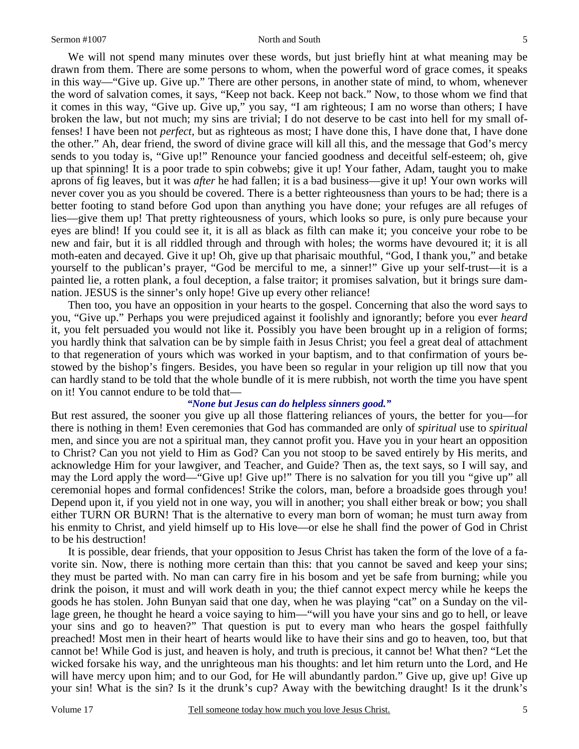We will not spend many minutes over these words, but just briefly hint at what meaning may be drawn from them. There are some persons to whom, when the powerful word of grace comes, it speaks in this way—"Give up. Give up." There are other persons, in another state of mind, to whom, whenever the word of salvation comes, it says, "Keep not back. Keep not back." Now, to those whom we find that it comes in this way, "Give up. Give up," you say, "I am righteous; I am no worse than others; I have broken the law, but not much; my sins are trivial; I do not deserve to be cast into hell for my small offenses! I have been not *perfect,* but as righteous as most; I have done this, I have done that, I have done the other." Ah, dear friend, the sword of divine grace will kill all this, and the message that God's mercy sends to you today is, "Give up!" Renounce your fancied goodness and deceitful self-esteem; oh, give up that spinning! It is a poor trade to spin cobwebs; give it up! Your father, Adam, taught you to make aprons of fig leaves, but it was *after* he had fallen; it is a bad business—give it up! Your own works will never cover you as you should be covered. There is a better righteousness than yours to be had; there is a better footing to stand before God upon than anything you have done; your refuges are all refuges of lies—give them up! That pretty righteousness of yours, which looks so pure, is only pure because your eyes are blind! If you could see it, it is all as black as filth can make it; you conceive your robe to be new and fair, but it is all riddled through and through with holes; the worms have devoured it; it is all moth-eaten and decayed. Give it up! Oh, give up that pharisaic mouthful, "God, I thank you," and betake yourself to the publican's prayer, "God be merciful to me, a sinner!" Give up your self-trust—it is a painted lie, a rotten plank, a foul deception, a false traitor; it promises salvation, but it brings sure damnation. JESUS is the sinner's only hope! Give up every other reliance!

Then too, you have an opposition in your hearts to the gospel. Concerning that also the word says to you, "Give up." Perhaps you were prejudiced against it foolishly and ignorantly; before you ever *heard* it, you felt persuaded you would not like it. Possibly you have been brought up in a religion of forms; you hardly think that salvation can be by simple faith in Jesus Christ; you feel a great deal of attachment to that regeneration of yours which was worked in your baptism, and to that confirmation of yours bestowed by the bishop's fingers. Besides, you have been so regular in your religion up till now that you can hardly stand to be told that the whole bundle of it is mere rubbish, not worth the time you have spent on it! You cannot endure to be told that—

> ***"None but Jesus can do helpless sinners good."***

But rest assured, the sooner you give up all those flattering reliances of yours, the better for you—for there is nothing in them! Even ceremonies that God has commanded are only of *spiritual* use to *spiritual* men, and since you are not a spiritual man, they cannot profit you. Have you in your heart an opposition to Christ? Can you not yield to Him as God? Can you not stoop to be saved entirely by His merits, and acknowledge Him for your lawgiver, and Teacher, and Guide? Then as, the text says, so I will say, and may the Lord apply the word—"Give up! Give up!" There is no salvation for you till you "give up" all ceremonial hopes and formal confidences! Strike the colors, man, before a broadside goes through you! Depend upon it, if you yield not in one way, you will in another; you shall either break or bow; you shall either TURN OR BURN! That is the alternative to every man born of woman; he must turn away from his enmity to Christ, and yield himself up to His love—or else he shall find the power of God in Christ to be his destruction!

It is possible, dear friends, that your opposition to Jesus Christ has taken the form of the love of a favorite sin. Now, there is nothing more certain than this: that you cannot be saved and keep your sins; they must be parted with. No man can carry fire in his bosom and yet be safe from burning; while you drink the poison, it must and will work death in you; the thief cannot expect mercy while he keeps the goods he has stolen. John Bunyan said that one day, when he was playing "cat" on a Sunday on the village green, he thought he heard a voice saying to him—"will you have your sins and go to hell, or leave your sins and go to heaven?" That question is put to every man who hears the gospel faithfully preached! Most men in their heart of hearts would like to have their sins and go to heaven, too, but that cannot be! While God is just, and heaven is holy, and truth is precious, it cannot be! What then? "Let the wicked forsake his way, and the unrighteous man his thoughts: and let him return unto the Lord, and He will have mercy upon him; and to our God, for He will abundantly pardon." Give up, give up! Give up your sin! What is the sin? Is it the drunk's cup? Away with the bewitching draught! Is it the drunk's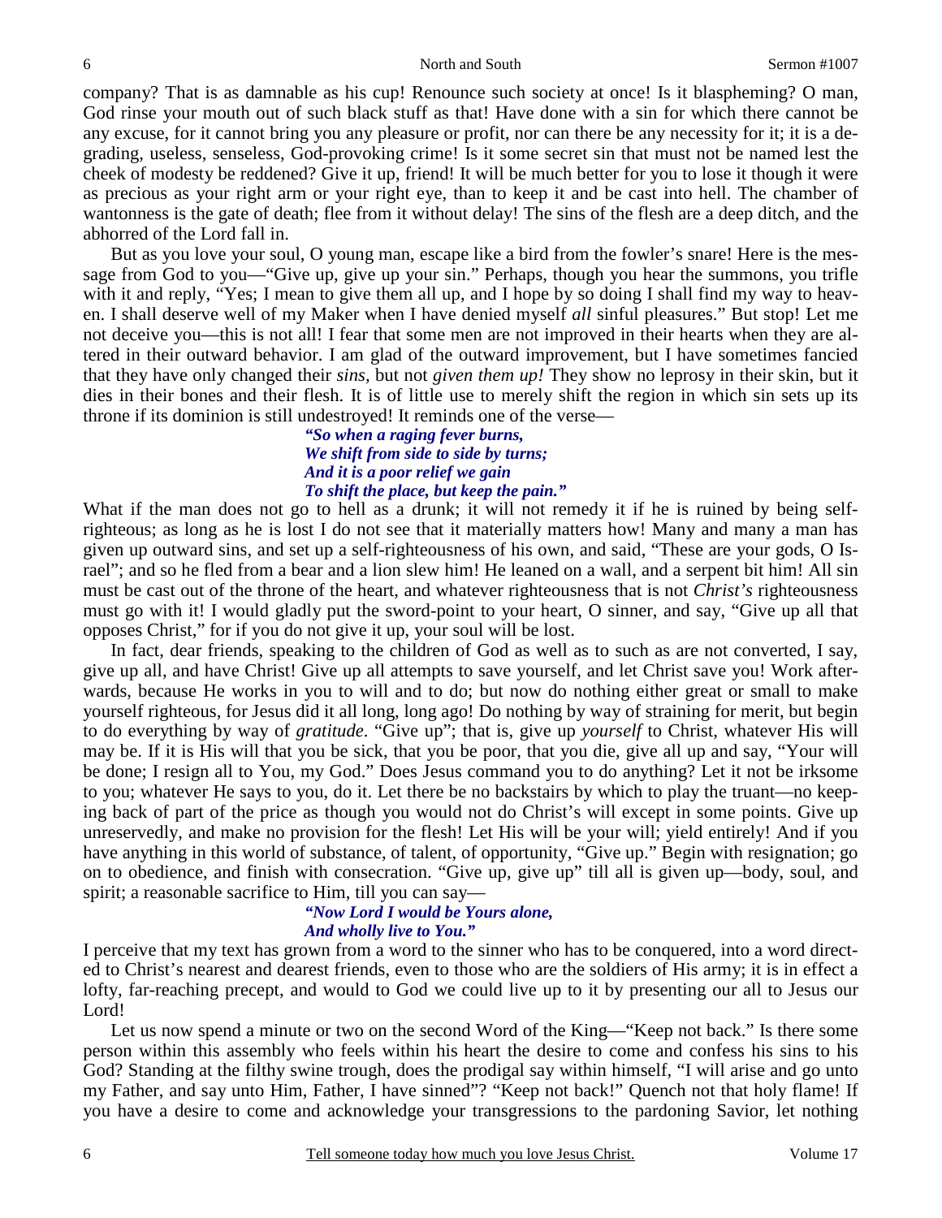company? That is as damnable as his cup! Renounce such society at once! Is it blaspheming? O man, God rinse your mouth out of such black stuff as that! Have done with a sin for which there cannot be any excuse, for it cannot bring you any pleasure or profit, nor can there be any necessity for it; it is a degrading, useless, senseless, God-provoking crime! Is it some secret sin that must not be named lest the cheek of modesty be reddened? Give it up, friend! It will be much better for you to lose it though it were as precious as your right arm or your right eye, than to keep it and be cast into hell. The chamber of wantonness is the gate of death; flee from it without delay! The sins of the flesh are a deep ditch, and the abhorred of the Lord fall in.

But as you love your soul, O young man, escape like a bird from the fowler's snare! Here is the message from God to you—"Give up, give up your sin." Perhaps, though you hear the summons, you trifle with it and reply, "Yes; I mean to give them all up, and I hope by so doing I shall find my way to heaven. I shall deserve well of my Maker when I have denied myself *all* sinful pleasures." But stop! Let me not deceive you—this is not all! I fear that some men are not improved in their hearts when they are altered in their outward behavior. I am glad of the outward improvement, but I have sometimes fancied that they have only changed their *sins*, but not *given them up!* They show no leprosy in their skin, but it dies in their bones and their flesh. It is of little use to merely shift the region in which sin sets up its throne if its dominion is still undestroyed! It reminds one of the verse—

> ***"So when a raging fever burns,***
> ***We shift from side to side by turns;***
> ***And it is a poor relief we gain***
> ***To shift the place, but keep the pain."***

What if the man does not go to hell as a drunk; it will not remedy it if he is ruined by being self-righteous; as long as he is lost I do not see that it materially matters how! Many and many a man has given up outward sins, and set up a self-righteousness of his own, and said, "These are your gods, O Israel"; and so he fled from a bear and a lion slew him! He leaned on a wall, and a serpent bit him! All sin must be cast out of the throne of the heart, and whatever righteousness that is not *Christ's* righteousness must go with it! I would gladly put the sword-point to your heart, O sinner, and say, "Give up all that opposes Christ," for if you do not give it up, your soul will be lost.

In fact, dear friends, speaking to the children of God as well as to such as are not converted, I say, give up all, and have Christ! Give up all attempts to save yourself, and let Christ save you! Work afterwards, because He works in you to will and to do; but now do nothing either great or small to make yourself righteous, for Jesus did it all long, long ago! Do nothing by way of straining for merit, but begin to do everything by way of *gratitude*. "Give up"; that is, give up *yourself* to Christ, whatever His will may be. If it is His will that you be sick, that you be poor, that you die, give all up and say, "Your will be done; I resign all to You, my God." Does Jesus command you to do anything? Let it not be irksome to you; whatever He says to you, do it. Let there be no backstairs by which to play the truant—no keeping back of part of the price as though you would not do Christ's will except in some points. Give up unreservedly, and make no provision for the flesh! Let His will be your will; yield entirely! And if you have anything in this world of substance, of talent, of opportunity, "Give up." Begin with resignation; go on to obedience, and finish with consecration. "Give up, give up" till all is given up—body, soul, and spirit; a reasonable sacrifice to Him, till you can say—

> ***"Now Lord I would be Yours alone,***
> ***And wholly live to You."***

I perceive that my text has grown from a word to the sinner who has to be conquered, into a word directed to Christ's nearest and dearest friends, even to those who are the soldiers of His army; it is in effect a lofty, far-reaching precept, and would to God we could live up to it by presenting our all to Jesus our Lord!

Let us now spend a minute or two on the second Word of the King—"Keep not back." Is there some person within this assembly who feels within his heart the desire to come and confess his sins to his God? Standing at the filthy swine trough, does the prodigal say within himself, "I will arise and go unto my Father, and say unto Him, Father, I have sinned"? "Keep not back!" Quench not that holy flame! If you have a desire to come and acknowledge your transgressions to the pardoning Savior, let nothing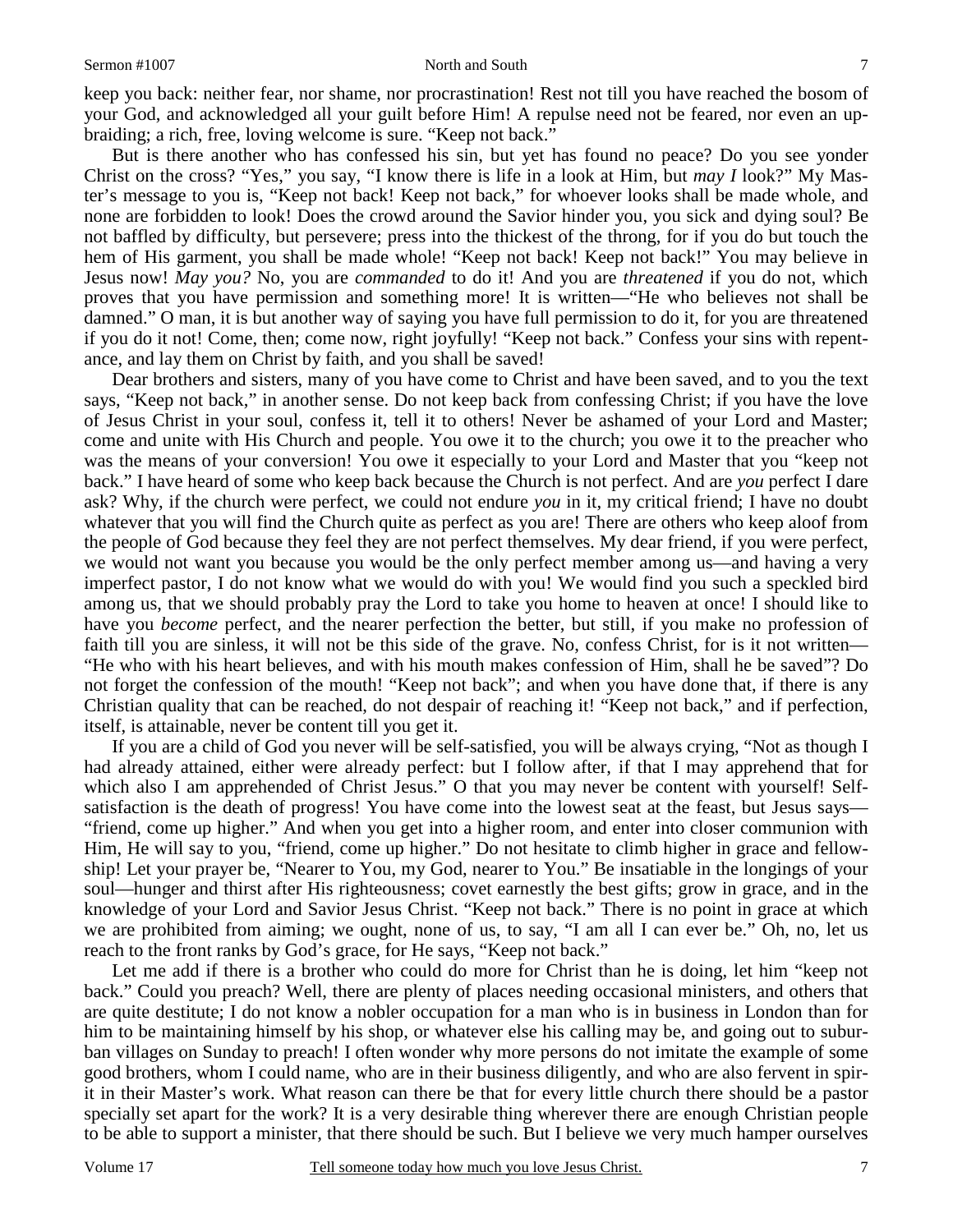keep you back: neither fear, nor shame, nor procrastination! Rest not till you have reached the bosom of your God, and acknowledged all your guilt before Him! A repulse need not be feared, nor even an upbraiding; a rich, free, loving welcome is sure. "Keep not back."

But is there another who has confessed his sin, but yet has found no peace? Do you see yonder Christ on the cross? "Yes," you say, "I know there is life in a look at Him, but *may I* look?" My Master's message to you is, "Keep not back! Keep not back," for whoever looks shall be made whole, and none are forbidden to look! Does the crowd around the Savior hinder you, you sick and dying soul? Be not baffled by difficulty, but persevere; press into the thickest of the throng, for if you do but touch the hem of His garment, you shall be made whole! "Keep not back! Keep not back!" You may believe in Jesus now! *May you?* No, you are *commanded* to do it! And you are *threatened* if you do not, which proves that you have permission and something more! It is written—"He who believes not shall be damned." O man, it is but another way of saying you have full permission to do it, for you are threatened if you do it not! Come, then; come now, right joyfully! "Keep not back." Confess your sins with repentance, and lay them on Christ by faith, and you shall be saved!

Dear brothers and sisters, many of you have come to Christ and have been saved, and to you the text says, "Keep not back," in another sense. Do not keep back from confessing Christ; if you have the love of Jesus Christ in your soul, confess it, tell it to others! Never be ashamed of your Lord and Master; come and unite with His Church and people. You owe it to the church; you owe it to the preacher who was the means of your conversion! You owe it especially to your Lord and Master that you "keep not back." I have heard of some who keep back because the Church is not perfect. And are *you* perfect I dare ask? Why, if the church were perfect, we could not endure *you* in it, my critical friend; I have no doubt whatever that you will find the Church quite as perfect as you are! There are others who keep aloof from the people of God because they feel they are not perfect themselves. My dear friend, if you were perfect, we would not want you because you would be the only perfect member among us—and having a very imperfect pastor, I do not know what we would do with you! We would find you such a speckled bird among us, that we should probably pray the Lord to take you home to heaven at once! I should like to have you *become* perfect, and the nearer perfection the better, but still, if you make no profession of faith till you are sinless, it will not be this side of the grave. No, confess Christ, for is it not written—"He who with his heart believes, and with his mouth makes confession of Him, shall he be saved"? Do not forget the confession of the mouth! "Keep not back"; and when you have done that, if there is any Christian quality that can be reached, do not despair of reaching it! "Keep not back," and if perfection, itself, is attainable, never be content till you get it.

If you are a child of God you never will be self-satisfied, you will be always crying, "Not as though I had already attained, either were already perfect: but I follow after, if that I may apprehend that for which also I am apprehended of Christ Jesus." O that you may never be content with yourself! Self-satisfaction is the death of progress! You have come into the lowest seat at the feast, but Jesus says—"friend, come up higher." And when you get into a higher room, and enter into closer communion with Him, He will say to you, "friend, come up higher." Do not hesitate to climb higher in grace and fellowship! Let your prayer be, "Nearer to You, my God, nearer to You." Be insatiable in the longings of your soul—hunger and thirst after His righteousness; covet earnestly the best gifts; grow in grace, and in the knowledge of your Lord and Savior Jesus Christ. "Keep not back." There is no point in grace at which we are prohibited from aiming; we ought, none of us, to say, "I am all I can ever be." Oh, no, let us reach to the front ranks by God's grace, for He says, "Keep not back."

Let me add if there is a brother who could do more for Christ than he is doing, let him "keep not back." Could you preach? Well, there are plenty of places needing occasional ministers, and others that are quite destitute; I do not know a nobler occupation for a man who is in business in London than for him to be maintaining himself by his shop, or whatever else his calling may be, and going out to suburban villages on Sunday to preach! I often wonder why more persons do not imitate the example of some good brothers, whom I could name, who are in their business diligently, and who are also fervent in spirit in their Master's work. What reason can there be that for every little church there should be a pastor specially set apart for the work? It is a very desirable thing wherever there are enough Christian people to be able to support a minister, that there should be such. But I believe we very much hamper ourselves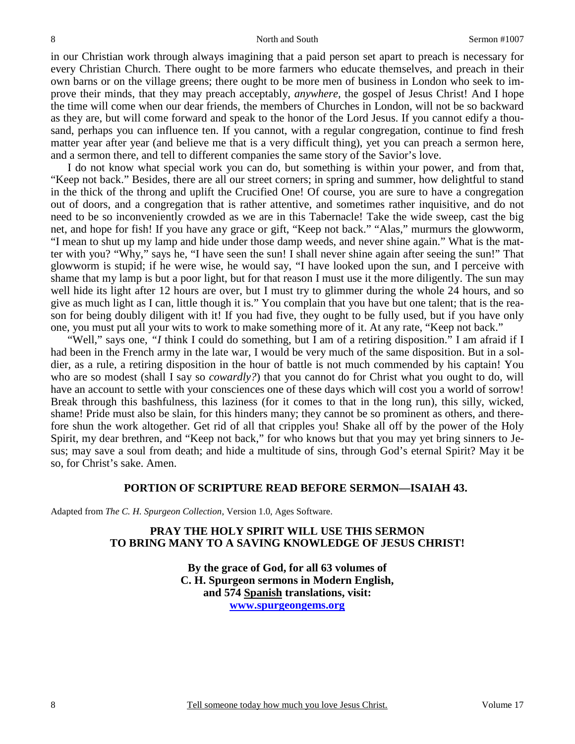in our Christian work through always imagining that a paid person set apart to preach is necessary for every Christian Church. There ought to be more farmers who educate themselves, and preach in their own barns or on the village greens; there ought to be more men of business in London who seek to improve their minds, that they may preach acceptably, *anywhere*, the gospel of Jesus Christ! And I hope the time will come when our dear friends, the members of Churches in London, will not be so backward as they are, but will come forward and speak to the honor of the Lord Jesus. If you cannot edify a thousand, perhaps you can influence ten. If you cannot, with a regular congregation, continue to find fresh matter year after year (and believe me that is a very difficult thing), yet you can preach a sermon here, and a sermon there, and tell to different companies the same story of the Savior's love.

I do not know what special work you can do, but something is within your power, and from that, "Keep not back." Besides, there are all our street corners; in spring and summer, how delightful to stand in the thick of the throng and uplift the Crucified One! Of course, you are sure to have a congregation out of doors, and a congregation that is rather attentive, and sometimes rather inquisitive, and do not need to be so inconveniently crowded as we are in this Tabernacle! Take the wide sweep, cast the big net, and hope for fish! If you have any grace or gift, "Keep not back." "Alas," murmurs the glowworm, "I mean to shut up my lamp and hide under those damp weeds, and never shine again." What is the matter with you? "Why," says he, "I have seen the sun! I shall never shine again after seeing the sun!" That glowworm is stupid; if he were wise, he would say, "I have looked upon the sun, and I perceive with shame that my lamp is but a poor light, but for that reason I must use it the more diligently. The sun may well hide its light after 12 hours are over, but I must try to glimmer during the whole 24 hours, and so give as much light as I can, little though it is." You complain that you have but one talent; that is the reason for being doubly diligent with it! If you had five, they ought to be fully used, but if you have only one, you must put all your wits to work to make something more of it. At any rate, "Keep not back."

"Well," says one, *"I* think I could do something, but I am of a retiring disposition." I am afraid if I had been in the French army in the late war, I would be very much of the same disposition. But in a soldier, as a rule, a retiring disposition in the hour of battle is not much commended by his captain! You who are so modest (shall I say so *cowardly?*) that you cannot do for Christ what you ought to do, will have an account to settle with your consciences one of these days which will cost you a world of sorrow! Break through this bashfulness, this laziness (for it comes to that in the long run), this silly, wicked, shame! Pride must also be slain, for this hinders many; they cannot be so prominent as others, and therefore shun the work altogether. Get rid of all that cripples you! Shake all off by the power of the Holy Spirit, my dear brethren, and "Keep not back," for who knows but that you may yet bring sinners to Jesus; may save a soul from death; and hide a multitude of sins, through God's eternal Spirit? May it be so, for Christ's sake. Amen.

**PORTION OF SCRIPTURE READ BEFORE SERMON—ISAIAH 43.**

Adapted from *The C. H. Spurgeon Collection*, Version 1.0, Ages Software.

**PRAY THE HOLY SPIRIT WILL USE THIS SERMON TO BRING MANY TO A SAVING KNOWLEDGE OF JESUS CHRIST!**

**By the grace of God, for all 63 volumes of C. H. Spurgeon sermons in Modern English, and 574 Spanish translations, visit: www.spurgeongems.org**